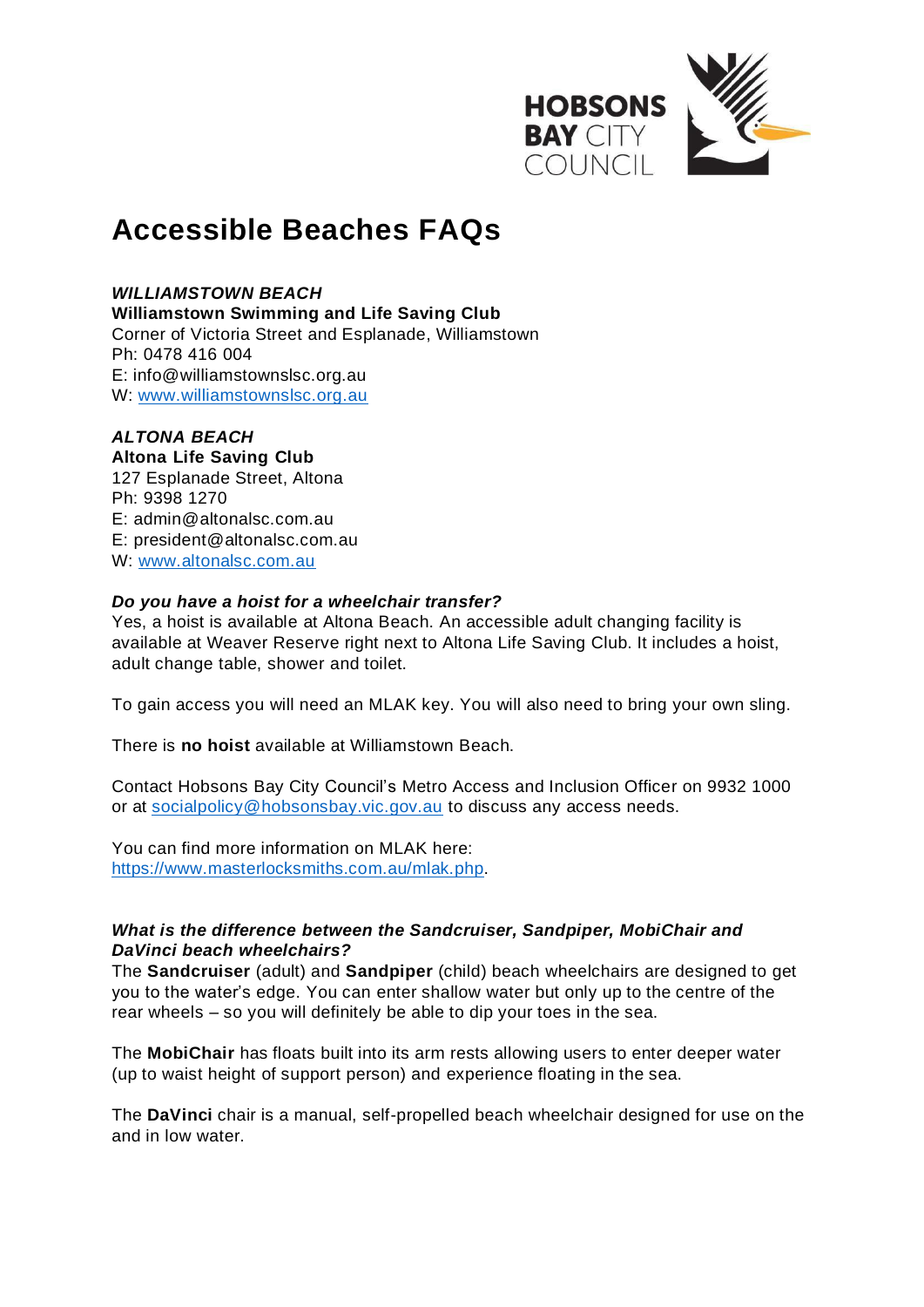# Accessible Beaches FAQs

***WILLIAMSTOWN BEACH***
**Williamstown Swimming and Life Saving Club**
Corner of Victoria Street and Esplanade, Williamstown
Ph: 0478 416 004
E: info@williamstownslsc.org.au
W: [www.williamstownslsc.org.au](www.williamstownslsc.org.au)

***ALTONA BEACH***
**Altona Life Saving Club**
127 Esplanade Street, Altona
Ph: 9398 1270
E: admin@altonalsc.com.au
E: president@altonalsc.com.au
W: [www.altonalsc.com.au](www.altonalsc.com.au)

***Do you have a hoist for a wheelchair transfer?***

Yes, a hoist is available at Altona Beach. An accessible adult changing facility is available at Weaver Reserve right next to Altona Life Saving Club. It includes a hoist, adult change table, shower and toilet.

To gain access you will need an MLAK key. You will also need to bring your own sling.

There is **no hoist** available at Williamstown Beach.

Contact Hobsons Bay City Council's Metro Access and Inclusion Officer on 9932 1000 or at [socialpolicy@hobsonsbay.vic.gov.au](mailto:socialpolicy@hobsonsbay.vic.gov.au) to discuss any access needs.

You can find more information on MLAK here: [https://www.masterlocksmiths.com.au/mlak.php](https://www.masterlocksmiths.com.au/mlak.php).

***What is the difference between the Sandcruiser, Sandpiper, MobiChair and DaVinci beach wheelchairs?***

The **Sandcruiser** (adult) and **Sandpiper** (child) beach wheelchairs are designed to get you to the water's edge. You can enter shallow water but only up to the centre of the rear wheels – so you will definitely be able to dip your toes in the sea.

The **MobiChair** has floats built into its arm rests allowing users to enter deeper water (up to waist height of support person) and experience floating in the sea.

The **DaVinci** chair is a manual, self-propelled beach wheelchair designed for use on the and in low water.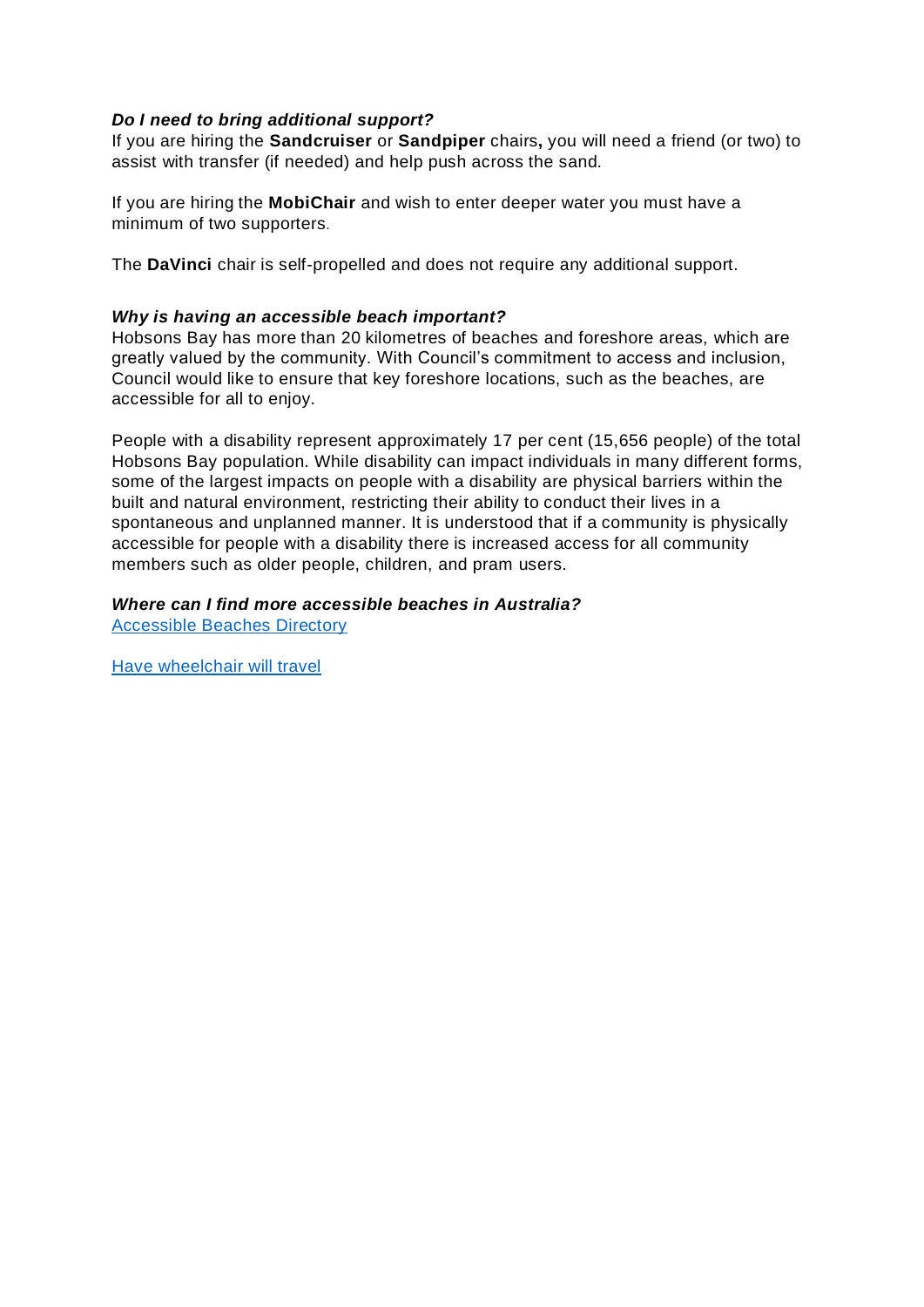***Do I need to bring additional support?***

If you are hiring the **Sandcruiser** or **Sandpiper** chairs**,** you will need a friend (or two) to assist with transfer (if needed) and help push across the sand.

If you are hiring the **MobiChair** and wish to enter deeper water you must have a minimum of two supporters.

The **DaVinci** chair is self-propelled and does not require any additional support.

***Why is having an accessible beach important?***

Hobsons Bay has more than 20 kilometres of beaches and foreshore areas, which are greatly valued by the community. With Council's commitment to access and inclusion, Council would like to ensure that key foreshore locations, such as the beaches, are accessible for all to enjoy.

People with a disability represent approximately 17 per cent (15,656 people) of the total Hobsons Bay population. While disability can impact individuals in many different forms, some of the largest impacts on people with a disability are physical barriers within the built and natural environment, restricting their ability to conduct their lives in a spontaneous and unplanned manner. It is understood that if a community is physically accessible for people with a disability there is increased access for all community members such as older people, children, and pram users.

***Where can I find more accessible beaches in Australia?***

Accessible Beaches Directory

Have wheelchair will travel